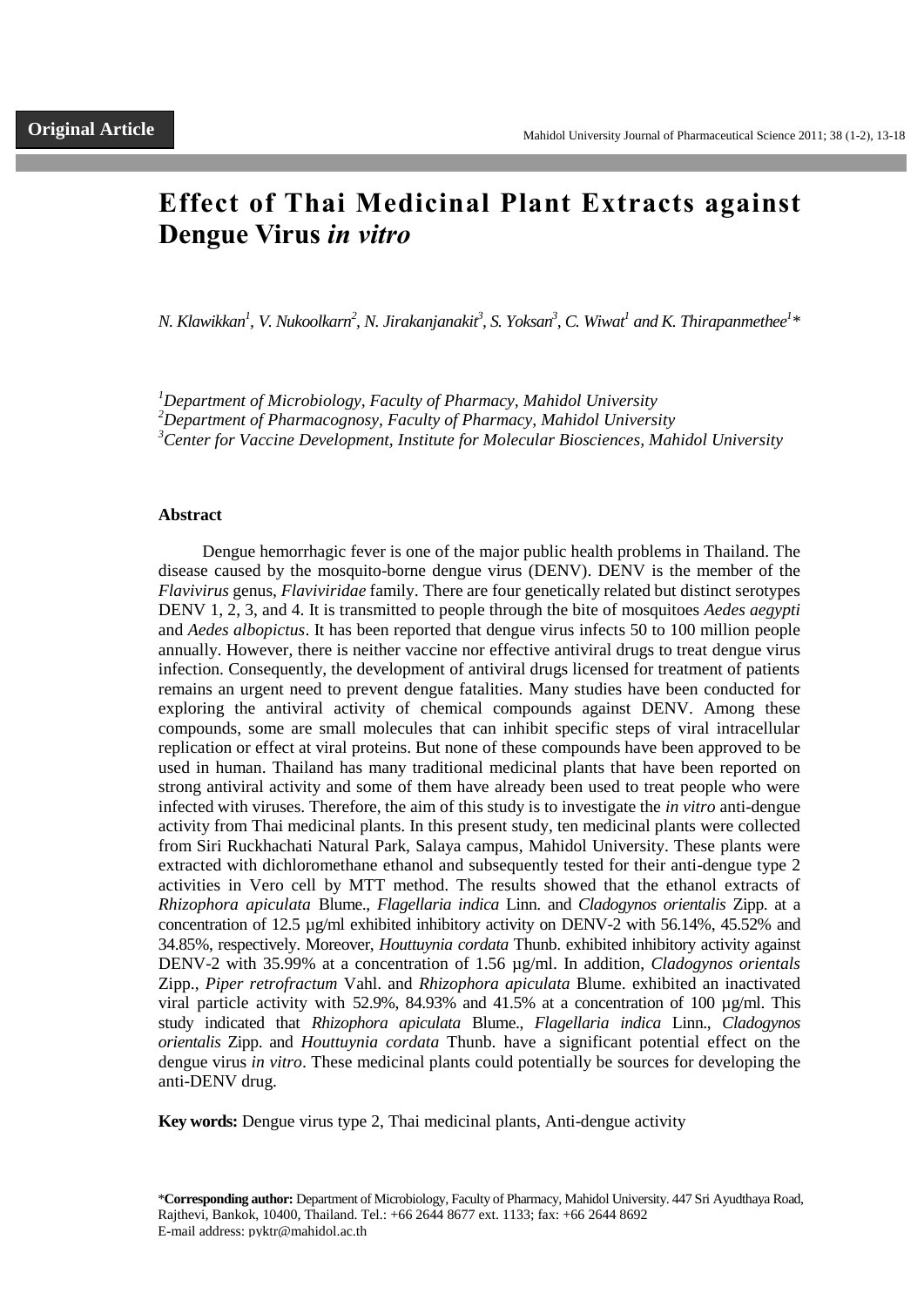**Original Article**

# Effect of Thai Medicinal Plant Extracts against Dengue Virus *in vitro*

*N. Klawikkan[1], V. Nukoolkarn[2], N. Jirakanjanakit[3], S. Yoksan[3], C. Wiwat[1] and K. Thirapanmethee[1]\**

*[1]Department of Microbiology, Faculty of Pharmacy, Mahidol University*
*[2]Department of Pharmacognosy, Faculty of Pharmacy, Mahidol University*
*[3]Center for Vaccine Development, Institute for Molecular Biosciences, Mahidol University*

## Abstract

Dengue hemorrhagic fever is one of the major public health problems in Thailand. The disease caused by the mosquito-borne dengue virus (DENV). DENV is the member of the *Flavivirus* genus, *Flaviviridae* family. There are four genetically related but distinct serotypes DENV 1, 2, 3, and 4. It is transmitted to people through the bite of mosquitoes *Aedes aegypti* and *Aedes albopictus*. It has been reported that dengue virus infects 50 to 100 million people annually. However, there is neither vaccine nor effective antiviral drugs to treat dengue virus infection. Consequently, the development of antiviral drugs licensed for treatment of patients remains an urgent need to prevent dengue fatalities. Many studies have been conducted for exploring the antiviral activity of chemical compounds against DENV. Among these compounds, some are small molecules that can inhibit specific steps of viral intracellular replication or effect at viral proteins. But none of these compounds have been approved to be used in human. Thailand has many traditional medicinal plants that have been reported on strong antiviral activity and some of them have already been used to treat people who were infected with viruses. Therefore, the aim of this study is to investigate the *in vitro* anti-dengue activity from Thai medicinal plants. In this present study, ten medicinal plants were collected from Siri Ruckhachati Natural Park, Salaya campus, Mahidol University. These plants were extracted with dichloromethane ethanol and subsequently tested for their anti-dengue type 2 activities in Vero cell by MTT method. The results showed that the ethanol extracts of *Rhizophora apiculata* Blume., *Flagellaria indica* Linn. and *Cladogynos orientalis* Zipp. at a concentration of 12.5 µg/ml exhibited inhibitory activity on DENV-2 with 56.14%, 45.52% and 34.85%, respectively. Moreover, *Houttuynia cordata* Thunb. exhibited inhibitory activity against DENV-2 with 35.99% at a concentration of 1.56 µg/ml. In addition, *Cladogynos orientals* Zipp., *Piper retrofractum* Vahl. and *Rhizophora apiculata* Blume. exhibited an inactivated viral particle activity with 52.9%, 84.93% and 41.5% at a concentration of 100 µg/ml. This study indicated that *Rhizophora apiculata* Blume., *Flagellaria indica* Linn., *Cladogynos orientalis* Zipp. and *Houttuynia cordata* Thunb. have a significant potential effect on the dengue virus *in vitro*. These medicinal plants could potentially be sources for developing the anti-DENV drug.

**Key words:** Dengue virus type 2, Thai medicinal plants, Anti-dengue activity

\***Corresponding author:** Department of Microbiology, Faculty of Pharmacy, Mahidol University. 447 Sri Ayudthaya Road, Rajthevi, Bankok, 10400, Thailand. Tel.: +66 2644 8677 ext. 1133; fax: +66 2644 8692
E-mail address: pyktr@mahidol.ac.th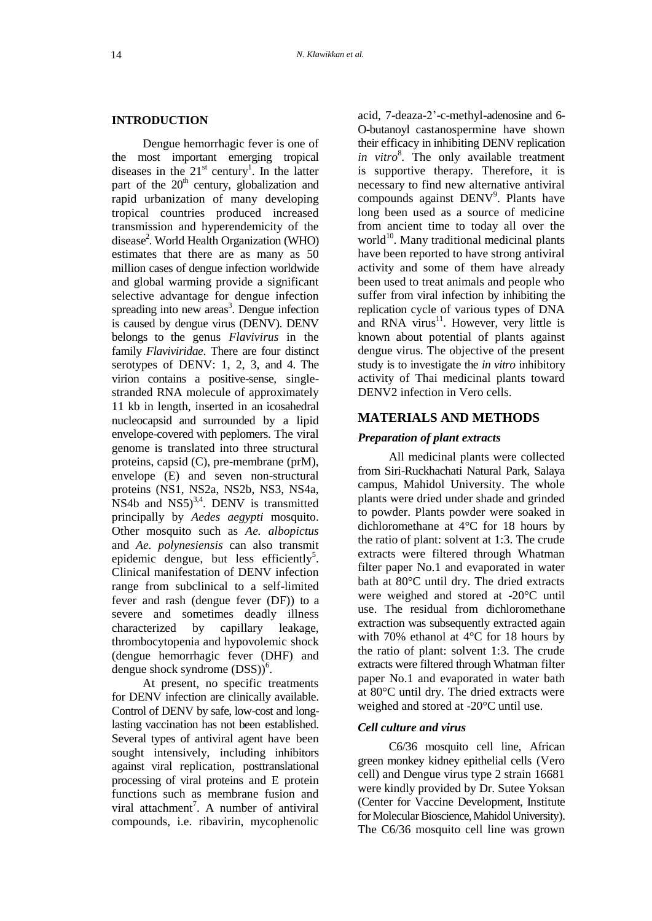## INTRODUCTION

Dengue hemorrhagic fever is one of the most important emerging tropical diseases in the 21[st] century[1]. In the latter part of the 20[th] century, globalization and rapid urbanization of many developing tropical countries produced increased transmission and hyperendemicity of the disease[2]. World Health Organization (WHO) estimates that there are as many as 50 million cases of dengue infection worldwide and global warming provide a significant selective advantage for dengue infection spreading into new areas[3]. Dengue infection is caused by dengue virus (DENV). DENV belongs to the genus *Flavivirus* in the family *Flaviviridae*. There are four distinct serotypes of DENV: 1, 2, 3, and 4. The virion contains a positive-sense, single-stranded RNA molecule of approximately 11 kb in length, inserted in an icosahedral nucleocapsid and surrounded by a lipid envelope-covered with peplomers. The viral genome is translated into three structural proteins, capsid (C), pre-membrane (prM), envelope (E) and seven non-structural proteins (NS1, NS2a, NS2b, NS3, NS4a, NS4b and NS5)[3,4]. DENV is transmitted principally by *Aedes aegypti* mosquito. Other mosquito such as *Ae. albopictus* and *Ae. polynesiensis* can also transmit epidemic dengue, but less efficiently[5]. Clinical manifestation of DENV infection range from subclinical to a self-limited fever and rash (dengue fever (DF)) to a severe and sometimes deadly illness characterized by capillary leakage, thrombocytopenia and hypovolemic shock (dengue hemorrhagic fever (DHF) and dengue shock syndrome (DSS))[6].

At present, no specific treatments for DENV infection are clinically available. Control of DENV by safe, low-cost and long-lasting vaccination has not been established. Several types of antiviral agent have been sought intensively, including inhibitors against viral replication, posttranslational processing of viral proteins and E protein functions such as membrane fusion and viral attachment[7]. A number of antiviral compounds, i.e. ribavirin, mycophenolic acid, 7-deaza-2'-c-methyl-adenosine and 6-O-butanoyl castanospermine have shown their efficacy in inhibiting DENV replication *in vitro*[8]. The only available treatment is supportive therapy. Therefore, it is necessary to find new alternative antiviral compounds against DENV[9]. Plants have long been used as a source of medicine from ancient time to today all over the world[10]. Many traditional medicinal plants have been reported to have strong antiviral activity and some of them have already been used to treat animals and people who suffer from viral infection by inhibiting the replication cycle of various types of DNA and RNA virus[11]. However, very little is known about potential of plants against dengue virus. The objective of the present study is to investigate the *in vitro* inhibitory activity of Thai medicinal plants toward DENV2 infection in Vero cells.

## MATERIALS AND METHODS

### *Preparation of plant extracts*

All medicinal plants were collected from Siri-Ruckhachati Natural Park, Salaya campus, Mahidol University. The whole plants were dried under shade and grinded to powder. Plants powder were soaked in dichloromethane at 4°C for 18 hours by the ratio of plant: solvent at 1:3. The crude extracts were filtered through Whatman filter paper No.1 and evaporated in water bath at 80°C until dry. The dried extracts were weighed and stored at -20°C until use. The residual from dichloromethane extraction was subsequently extracted again with 70% ethanol at 4°C for 18 hours by the ratio of plant: solvent 1:3. The crude extracts were filtered through Whatman filter paper No.1 and evaporated in water bath at 80°C until dry. The dried extracts were weighed and stored at -20°C until use.

### *Cell culture and virus*

C6/36 mosquito cell line, African green monkey kidney epithelial cells (Vero cell) and Dengue virus type 2 strain 16681 were kindly provided by Dr. Sutee Yoksan (Center for Vaccine Development, Institute for Molecular Bioscience, Mahidol University). The C6/36 mosquito cell line was grown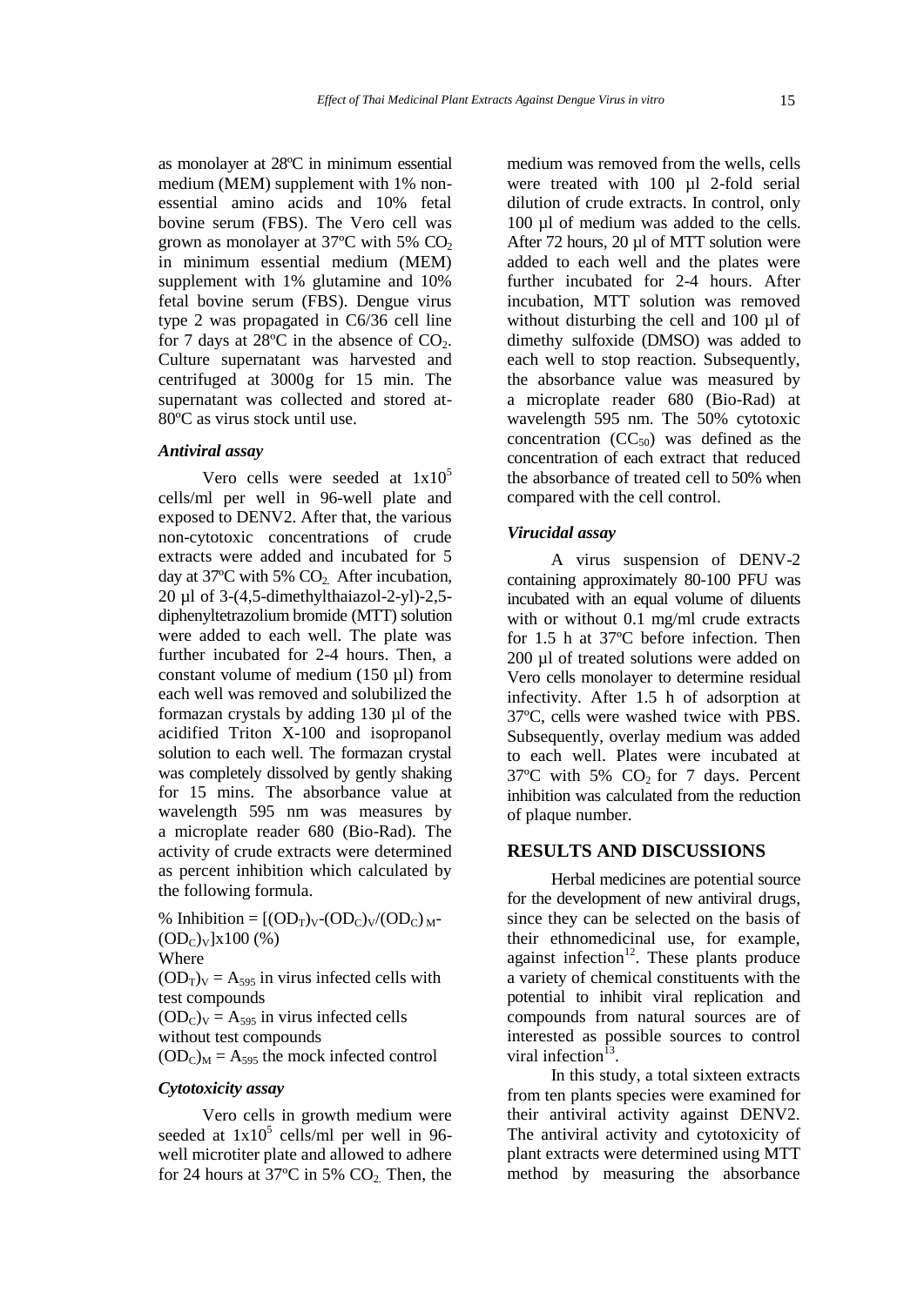as monolayer at 28ºC in minimum essential medium (MEM) supplement with 1% non-essential amino acids and 10% fetal bovine serum (FBS). The Vero cell was grown as monolayer at 37ºC with 5% $CO_2$ in minimum essential medium (MEM) supplement with 1% glutamine and 10% fetal bovine serum (FBS). Dengue virus type 2 was propagated in C6/36 cell line for 7 days at 28ºC in the absence of $CO_2$. Culture supernatant was harvested and centrifuged at 3000g for 15 min. The supernatant was collected and stored at-80ºC as virus stock until use.

### *Antiviral assay*

Vero cells were seeded at $1x10^5$ cells/ml per well in 96-well plate and exposed to DENV2. After that, the various non-cytotoxic concentrations of crude extracts were added and incubated for 5 day at 37ºC with 5% $CO_2$. After incubation, 20 µl of 3-(4,5-dimethylthaiazol-2-yl)-2,5-diphenyltetrazolium bromide (MTT) solution were added to each well. The plate was further incubated for 2-4 hours. Then, a constant volume of medium (150 µl) from each well was removed and solubilized the formazan crystals by adding 130 µl of the acidified Triton X-100 and isopropanol solution to each well. The formazan crystal was completely dissolved by gently shaking for 15 mins. The absorbance value at wavelength 595 nm was measures by a microplate reader 680 (Bio-Rad). The activity of crude extracts were determined as percent inhibition which calculated by the following formula.

$$\% \text{ Inhibition} = [(OD_T)_V - (OD_C)_V / (OD_C)_M - (OD_C)_V] \times 100 \ (\%)$$

Where

$(OD_T)_V = A_{595}$ in virus infected cells with test compounds

$(OD_C)_V = A_{595}$ in virus infected cells without test compounds

$(OD_C)_M = A_{595}$ the mock infected control

### *Cytotoxicity assay*

Vero cells in growth medium were seeded at $1x10^5$ cells/ml per well in 96-well microtiter plate and allowed to adhere for 24 hours at 37ºC in 5% $CO_2$. Then, the medium was removed from the wells, cells were treated with 100 µl 2-fold serial dilution of crude extracts. In control, only 100 µl of medium was added to the cells. After 72 hours, 20 µl of MTT solution were added to each well and the plates were further incubated for 2-4 hours. After incubation, MTT solution was removed without disturbing the cell and 100 µl of dimethy sulfoxide (DMSO) was added to each well to stop reaction. Subsequently, the absorbance value was measured by a microplate reader 680 (Bio-Rad) at wavelength 595 nm. The 50% cytotoxic concentration ($CC_{50}$) was defined as the concentration of each extract that reduced the absorbance of treated cell to 50% when compared with the cell control.

### *Virucidal assay*

A virus suspension of DENV-2 containing approximately 80-100 PFU was incubated with an equal volume of diluents with or without 0.1 mg/ml crude extracts for 1.5 h at 37ºC before infection. Then 200 µl of treated solutions were added on Vero cells monolayer to determine residual infectivity. After 1.5 h of adsorption at 37ºC, cells were washed twice with PBS. Subsequently, overlay medium was added to each well. Plates were incubated at 37ºC with 5% $CO_2$ for 7 days. Percent inhibition was calculated from the reduction of plaque number.

## RESULTS AND DISCUSSIONS

Herbal medicines are potential source for the development of new antiviral drugs, since they can be selected on the basis of their ethnomedicinal use, for example, against infection[12]. These plants produce a variety of chemical constituents with the potential to inhibit viral replication and compounds from natural sources are of interested as possible sources to control viral infection[13].

In this study, a total sixteen extracts from ten plants species were examined for their antiviral activity against DENV2. The antiviral activity and cytotoxicity of plant extracts were determined using MTT method by measuring the absorbance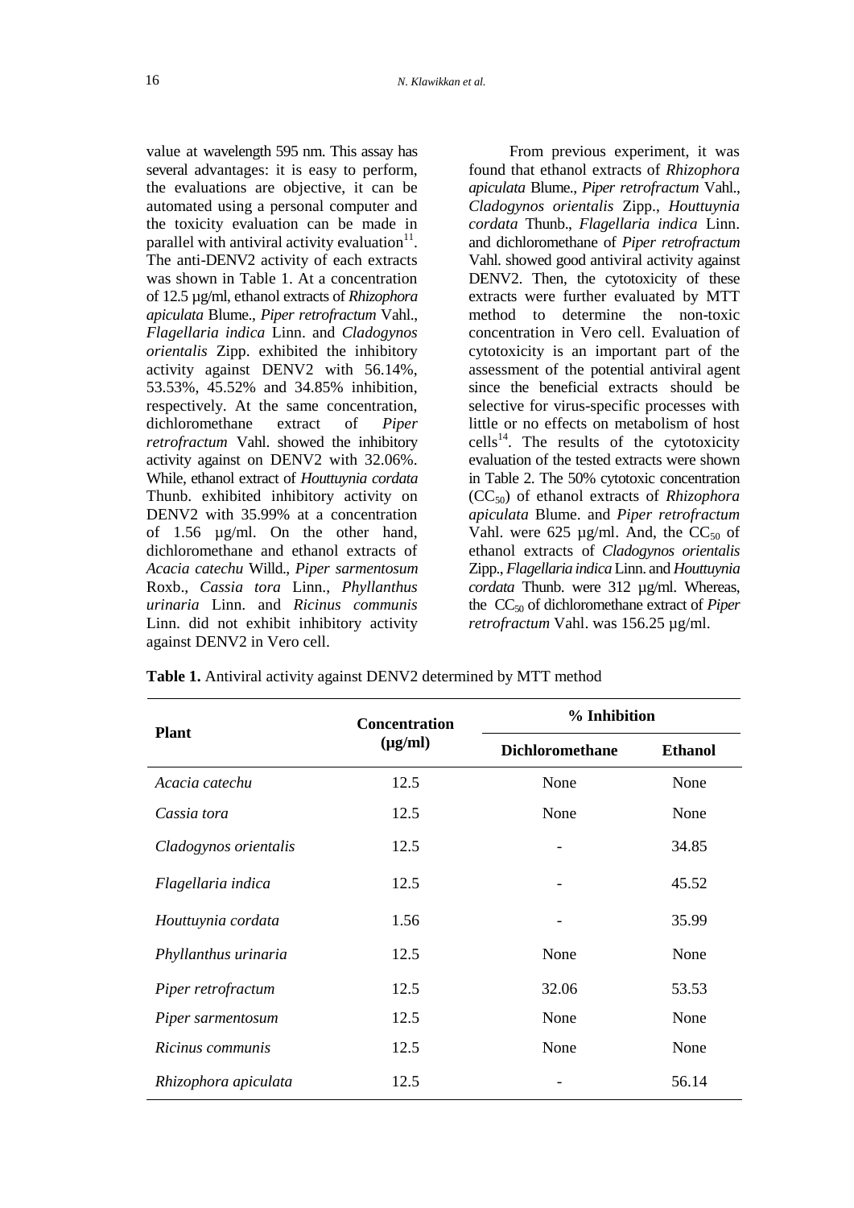value at wavelength 595 nm. This assay has several advantages: it is easy to perform, the evaluations are objective, it can be automated using a personal computer and the toxicity evaluation can be made in parallel with antiviral activity evaluation[11]. The anti-DENV2 activity of each extracts was shown in Table 1. At a concentration of 12.5 µg/ml, ethanol extracts of *Rhizophora apiculata* Blume., *Piper retrofractum* Vahl., *Flagellaria indica* Linn. and *Cladogynos orientalis* Zipp. exhibited the inhibitory activity against DENV2 with 56.14%, 53.53%, 45.52% and 34.85% inhibition, respectively. At the same concentration, dichloromethane extract of *Piper retrofractum* Vahl. showed the inhibitory activity against on DENV2 with 32.06%. While, ethanol extract of *Houttuynia cordata* Thunb. exhibited inhibitory activity on DENV2 with 35.99% at a concentration of 1.56 µg/ml. On the other hand, dichloromethane and ethanol extracts of *Acacia catechu* Willd., *Piper sarmentosum* Roxb., *Cassia tora* Linn., *Phyllanthus urinaria* Linn. and *Ricinus communis* Linn. did not exhibit inhibitory activity against DENV2 in Vero cell.

From previous experiment, it was found that ethanol extracts of *Rhizophora apiculata* Blume., *Piper retrofractum* Vahl., *Cladogynos orientalis* Zipp., *Houttuynia cordata* Thunb., *Flagellaria indica* Linn. and dichloromethane of *Piper retrofractum* Vahl. showed good antiviral activity against DENV2. Then, the cytotoxicity of these extracts were further evaluated by MTT method to determine the non-toxic concentration in Vero cell. Evaluation of cytotoxicity is an important part of the assessment of the potential antiviral agent since the beneficial extracts should be selective for virus-specific processes with little or no effects on metabolism of host cells[14]. The results of the cytotoxicity evaluation of the tested extracts were shown in Table 2. The 50% cytotoxic concentration ($CC_{50}$) of ethanol extracts of *Rhizophora apiculata* Blume. and *Piper retrofractum* Vahl. were 625 µg/ml. And, the $CC_{50}$ of ethanol extracts of *Cladogynos orientalis* Zipp., *Flagellaria indica* Linn. and *Houttuynia cordata* Thunb. were 312 µg/ml. Whereas, the $CC_{50}$ of dichloromethane extract of *Piper retrofractum* Vahl. was 156.25 µg/ml.

**Table 1.** Antiviral activity against DENV2 determined by MTT method

| Plant | Concentration (µg/ml) | % Inhibition | |
|---|---|---|---|
| | | **Dichloromethane** | **Ethanol** |
| *Acacia catechu* | 12.5 | None | None |
| *Cassia tora* | 12.5 | None | None |
| *Cladogynos orientalis* | 12.5 | - | 34.85 |
| *Flagellaria indica* | 12.5 | - | 45.52 |
| *Houttuynia cordata* | 1.56 | - | 35.99 |
| *Phyllanthus urinaria* | 12.5 | None | None |
| *Piper retrofractum* | 12.5 | 32.06 | 53.53 |
| *Piper sarmentosum* | 12.5 | None | None |
| *Ricinus communis* | 12.5 | None | None |
| *Rhizophora apiculata* | 12.5 | - | 56.14 |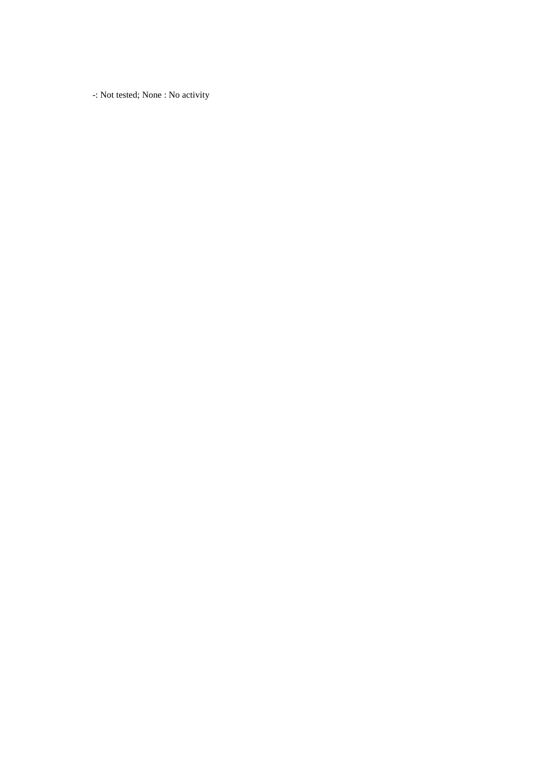-: Not tested; None : No activity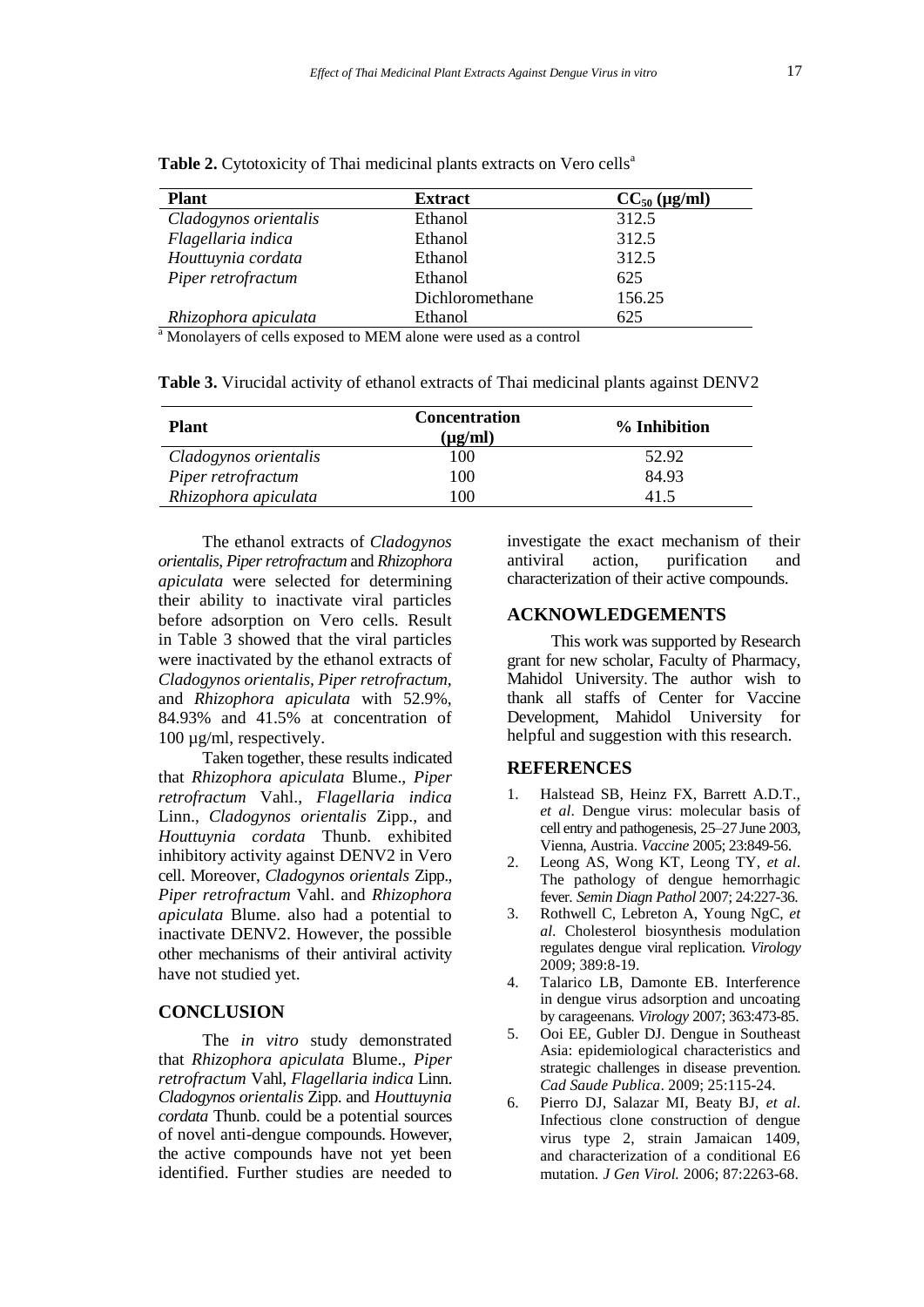**Table 2.** Cytotoxicity of Thai medicinal plants extracts on Vero cells[a]

| Plant | Extract | $CC_{50}$ (µg/ml) |
|---|---|---|
| *Cladogynos orientalis* | Ethanol | 312.5 |
| *Flagellaria indica* | Ethanol | 312.5 |
| *Houttuynia cordata* | Ethanol | 312.5 |
| *Piper retrofractum* | Ethanol | 625 |
| | Dichloromethane | 156.25 |
| *Rhizophora apiculata* | Ethanol | 625 |

[a] Monolayers of cells exposed to MEM alone were used as a control

**Table 3.** Virucidal activity of ethanol extracts of Thai medicinal plants against DENV2

| Plant | Concentration (µg/ml) | % Inhibition |
|---|---|---|
| *Cladogynos orientalis* | 100 | 52.92 |
| *Piper retrofractum* | 100 | 84.93 |
| *Rhizophora apiculata* | 100 | 41.5 |

The ethanol extracts of *Cladogynos orientalis*, *Piper retrofractum* and *Rhizophora apiculata* were selected for determining their ability to inactivate viral particles before adsorption on Vero cells. Result in Table 3 showed that the viral particles were inactivated by the ethanol extracts of *Cladogynos orientalis*, *Piper retrofractum*, and *Rhizophora apiculata* with 52.9%, 84.93% and 41.5% at concentration of 100 µg/ml, respectively.

Taken together, these results indicated that *Rhizophora apiculata* Blume., *Piper retrofractum* Vahl., *Flagellaria indica* Linn., *Cladogynos orientalis* Zipp., and *Houttuynia cordata* Thunb. exhibited inhibitory activity against DENV2 in Vero cell. Moreover, *Cladogynos orientals* Zipp., *Piper retrofractum* Vahl. and *Rhizophora apiculata* Blume. also had a potential to inactivate DENV2. However, the possible other mechanisms of their antiviral activity have not studied yet.

## CONCLUSION

The *in vitro* study demonstrated that *Rhizophora apiculata* Blume., *Piper retrofractum* Vahl, *Flagellaria indica* Linn. *Cladogynos orientalis* Zipp. and *Houttuynia cordata* Thunb. could be a potential sources of novel anti-dengue compounds. However, the active compounds have not yet been identified. Further studies are needed to investigate the exact mechanism of their antiviral action, purification and characterization of their active compounds.

## ACKNOWLEDGEMENTS

This work was supported by Research grant for new scholar, Faculty of Pharmacy, Mahidol University. The author wish to thank all staffs of Center for Vaccine Development, Mahidol University for helpful and suggestion with this research.

## REFERENCES

1. Halstead SB, Heinz FX, Barrett A.D.T., *et al*. Dengue virus: molecular basis of cell entry and pathogenesis, 25–27 June 2003, Vienna, Austria. *Vaccine* 2005; 23:849-56.
2. Leong AS, Wong KT, Leong TY, *et al*. The pathology of dengue hemorrhagic fever. *Semin Diagn Pathol* 2007; 24:227-36.
3. Rothwell C, Lebreton A, Young NgC, *et al*. Cholesterol biosynthesis modulation regulates dengue viral replication. *Virology* 2009; 389:8-19.
4. Talarico LB, Damonte EB. Interference in dengue virus adsorption and uncoating by carageenans. *Virology* 2007; 363:473-85.
5. Ooi EE, Gubler DJ. Dengue in Southeast Asia: epidemiological characteristics and strategic challenges in disease prevention. *Cad Saude Publica*. 2009; 25:115-24.
6. Pierro DJ, Salazar MI, Beaty BJ, *et al*. Infectious clone construction of dengue virus type 2, strain Jamaican 1409, and characterization of a conditional E6 mutation. *J Gen Virol.* 2006; 87:2263-68.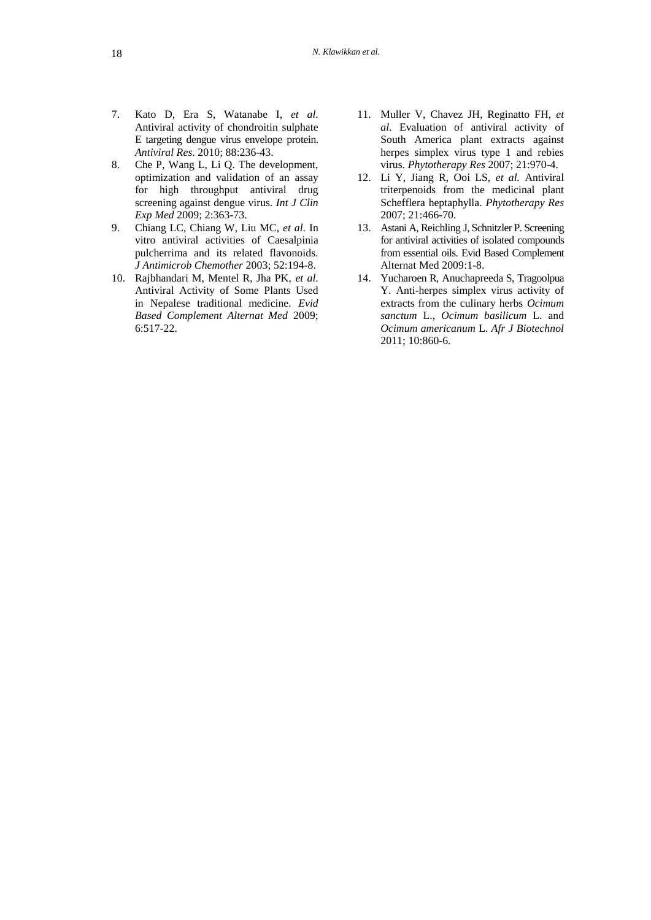7. Kato D, Era S, Watanabe I, *et al*. Antiviral activity of chondroitin sulphate E targeting dengue virus envelope protein. *Antiviral Res*. 2010; 88:236-43.
8. Che P, Wang L, Li Q. The development, optimization and validation of an assay for high throughput antiviral drug screening against dengue virus. *Int J Clin Exp Med* 2009; 2:363-73.
9. Chiang LC, Chiang W, Liu MC, *et al*. In vitro antiviral activities of Caesalpinia pulcherrima and its related flavonoids. *J Antimicrob Chemother* 2003; 52:194-8.
10. Rajbhandari M, Mentel R, Jha PK, *et al*. Antiviral Activity of Some Plants Used in Nepalese traditional medicine. *Evid Based Complement Alternat Med* 2009; 6:517-22.
11. Muller V, Chavez JH, Reginatto FH, *et al.* Evaluation of antiviral activity of South America plant extracts against herpes simplex virus type 1 and rebies virus. *Phytotherapy Res* 2007; 21:970-4.
12. Li Y, Jiang R, Ooi LS, *et al.* Antiviral triterpenoids from the medicinal plant Schefflera heptaphylla. *Phytotherapy Res* 2007; 21:466-70.
13. Astani A, Reichling J, Schnitzler P. Screening for antiviral activities of isolated compounds from essential oils. Evid Based Complement Alternat Med 2009:1-8.
14. Yucharoen R, Anuchapreeda S, Tragoolpua Y. Anti-herpes simplex virus activity of extracts from the culinary herbs *Ocimum sanctum* L., *Ocimum basilicum* L. and *Ocimum americanum* L. *Afr J Biotechnol* 2011; 10:860-6.